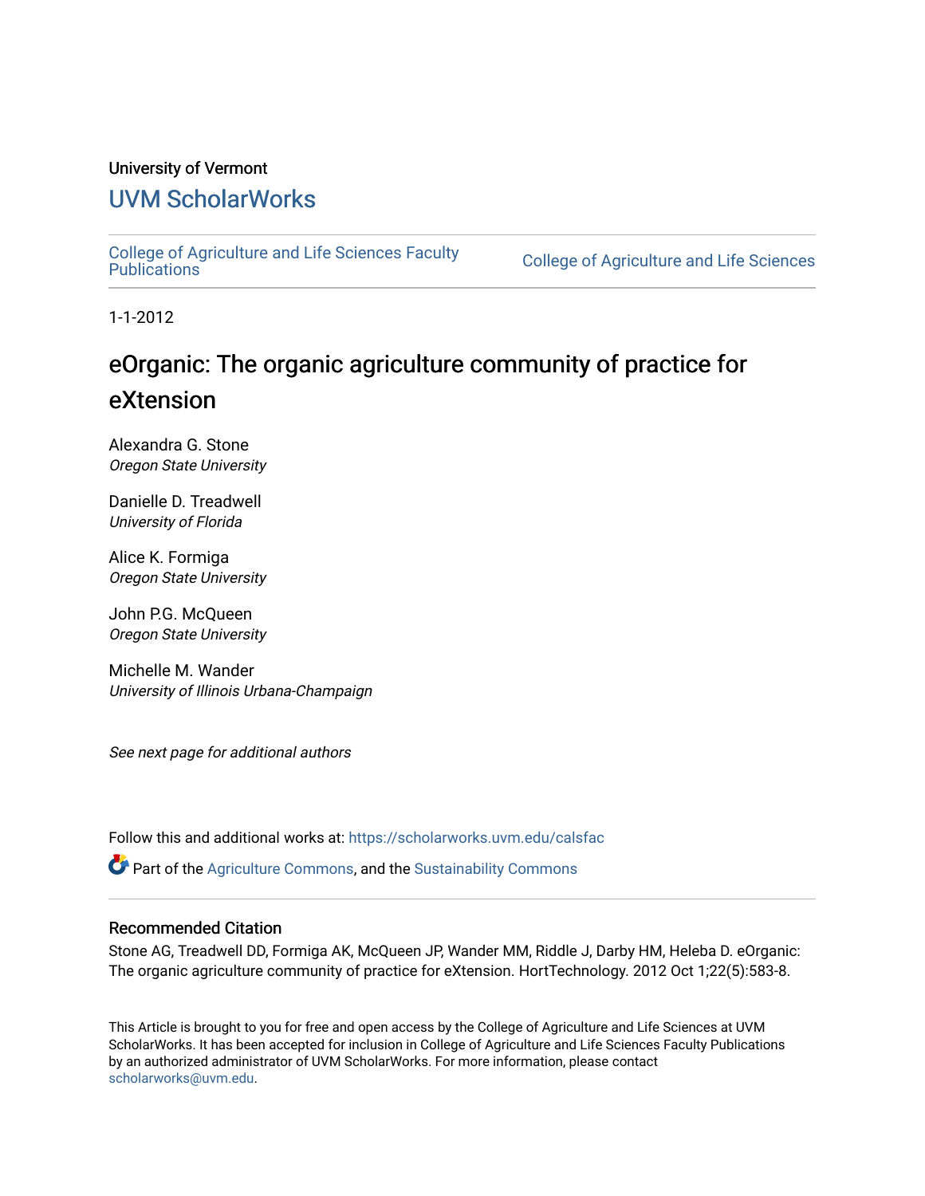University of Vermont

# UVM ScholarWorks

College of Agriculture and Life Sciences Faculty Publications | College of Agriculture and Life Sciences

1-1-2012

# eOrganic: The organic agriculture community of practice for eXtension

Alexandra G. Stone
*Oregon State University*

Danielle D. Treadwell
*University of Florida*

Alice K. Formiga
*Oregon State University*

John P.G. McQueen
*Oregon State University*

Michelle M. Wander
*University of Illinois Urbana-Champaign*

*See next page for additional authors*

Follow this and additional works at: https://scholarworks.uvm.edu/calsfac

Part of the Agriculture Commons, and the Sustainability Commons

## Recommended Citation

Stone AG, Treadwell DD, Formiga AK, McQueen JP, Wander MM, Riddle J, Darby HM, Heleba D. eOrganic: The organic agriculture community of practice for eXtension. HortTechnology. 2012 Oct 1;22(5):583-8.

This Article is brought to you for free and open access by the College of Agriculture and Life Sciences at UVM ScholarWorks. It has been accepted for inclusion in College of Agriculture and Life Sciences Faculty Publications by an authorized administrator of UVM ScholarWorks. For more information, please contact scholarworks@uvm.edu.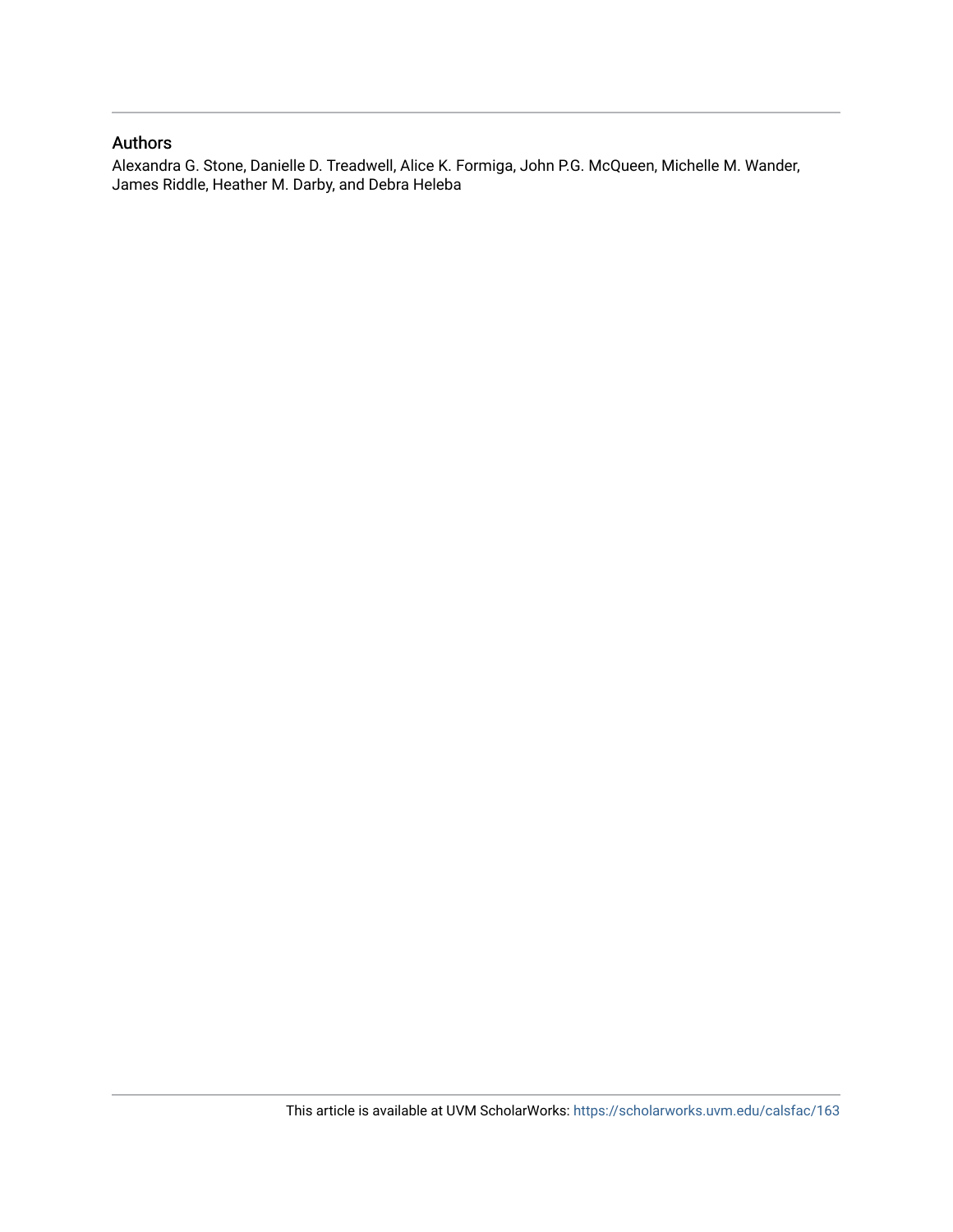## Authors

Alexandra G. Stone, Danielle D. Treadwell, Alice K. Formiga, John P.G. McQueen, Michelle M. Wander, James Riddle, Heather M. Darby, and Debra Heleba

This article is available at UVM ScholarWorks: https://scholarworks.uvm.edu/calsfac/163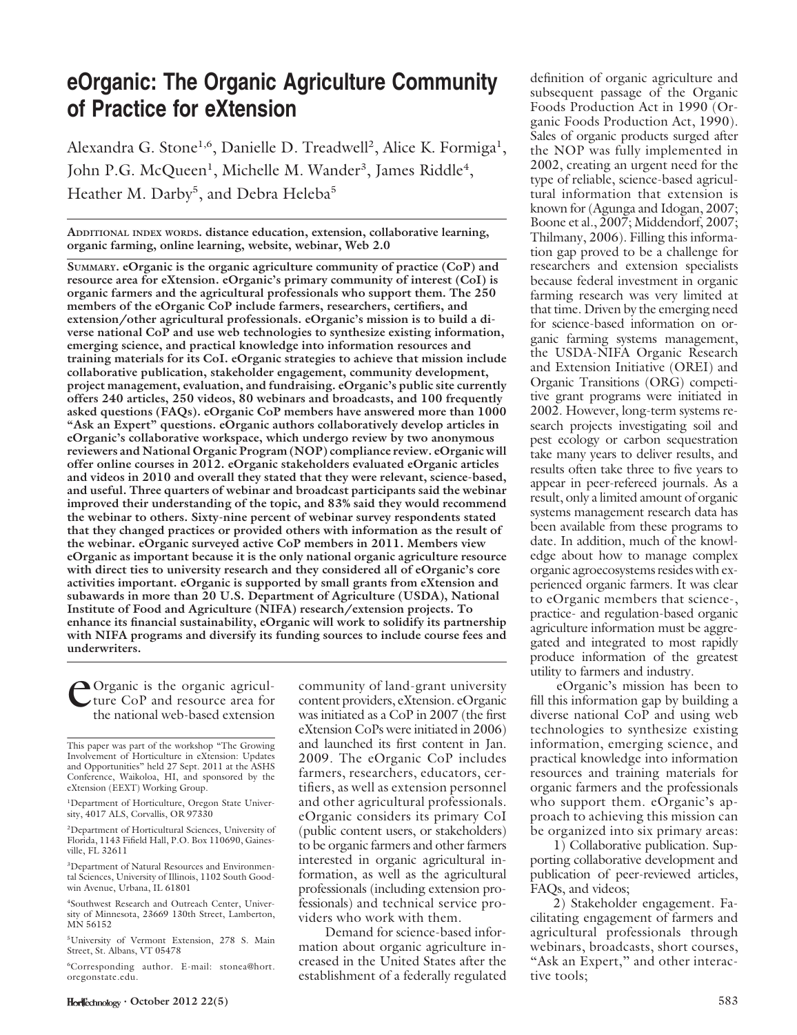# eOrganic: The Organic Agriculture Community of Practice for eXtension

Alexandra G. Stone[1,6], Danielle D. Treadwell[2], Alice K. Formiga[1], John P.G. McQueen[1], Michelle M. Wander[3], James Riddle[4], Heather M. Darby[5], and Debra Heleba[5]

**Additional index words.** distance education, extension, collaborative learning, organic farming, online learning, website, webinar, Web 2.0

**Summary. eOrganic is the organic agriculture community of practice (CoP) and resource area for eXtension. eOrganic's primary community of interest (CoI) is organic farmers and the agricultural professionals who support them. The 250 members of the eOrganic CoP include farmers, researchers, certifiers, and extension/other agricultural professionals. eOrganic's mission is to build a diverse national CoP and use web technologies to synthesize existing information, emerging science, and practical knowledge into information resources and training materials for its CoI. eOrganic strategies to achieve that mission include collaborative publication, stakeholder engagement, community development, project management, evaluation, and fundraising. eOrganic's public site currently offers 240 articles, 250 videos, 80 webinars and broadcasts, and 100 frequently asked questions (FAQs). eOrganic CoP members have answered more than 1000 "Ask an Expert" questions. eOrganic authors collaboratively develop articles in eOrganic's collaborative workspace, which undergo review by two anonymous reviewers and National Organic Program (NOP) compliance review. eOrganic will offer online courses in 2012. eOrganic stakeholders evaluated eOrganic articles and videos in 2010 and overall they stated that they were relevant, science-based, and useful. Three quarters of webinar and broadcast participants said the webinar improved their understanding of the topic, and 83% said they would recommend the webinar to others. Sixty-nine percent of webinar survey respondents stated that they changed practices or provided others with information as the result of the webinar. eOrganic surveyed active CoP members in 2011. Members view eOrganic as important because it is the only national organic agriculture resource with direct ties to university research and they considered all of eOrganic's core activities important. eOrganic is supported by small grants from eXtension and subawards in more than 20 U.S. Department of Agriculture (USDA), National Institute of Food and Agriculture (NIFA) research/extension projects. To enhance its financial sustainability, eOrganic will work to solidify its partnership with NIFA programs and diversify its funding sources to include course fees and underwriters.**

eOrganic is the organic agriculture CoP and resource area for the national web-based extension community of land-grant university content providers, eXtension. eOrganic was initiated as a CoP in 2007 (the first eXtension CoPs were initiated in 2006) and launched its first content in Jan. 2009. The eOrganic CoP includes farmers, researchers, educators, certifiers, as well as extension personnel and other agricultural professionals. eOrganic considers its primary CoI (public content users, or stakeholders) to be organic farmers and other farmers interested in organic agricultural information, as well as the agricultural professionals (including extension professionals) and technical service providers who work with them.

Demand for science-based information about organic agriculture increased in the United States after the establishment of a federally regulated definition of organic agriculture and subsequent passage of the Organic Foods Production Act in 1990 (Organic Foods Production Act, 1990). Sales of organic products surged after the NOP was fully implemented in 2002, creating an urgent need for the type of reliable, science-based agricultural information that extension is known for (Agunga and Idogan, 2007; Boone et al., 2007; Middendorf, 2007; Thilmany, 2006). Filling this information gap proved to be a challenge for researchers and extension specialists because federal investment in organic farming research was very limited at that time. Driven by the emerging need for science-based information on organic farming systems management, the USDA-NIFA Organic Research and Extension Initiative (OREI) and Organic Transitions (ORG) competitive grant programs were initiated in 2002. However, long-term systems research projects investigating soil and pest ecology or carbon sequestration take many years to deliver results, and results often take three to five years to appear in peer-refereed journals. As a result, only a limited amount of organic systems management research data has been available from these programs to date. In addition, much of the knowledge about how to manage complex organic agroecosystems resides with experienced organic farmers. It was clear to eOrganic members that science-, practice- and regulation-based organic agriculture information must be aggregated and integrated to most rapidly produce information of the greatest utility to farmers and industry.

eOrganic's mission has been to fill this information gap by building a diverse national CoP and using web technologies to synthesize existing information, emerging science, and practical knowledge into information resources and training materials for organic farmers and the professionals who support them. eOrganic's approach to achieving this mission can be organized into six primary areas:

1) Collaborative publication. Supporting collaborative development and publication of peer-reviewed articles, FAQs, and videos;

2) Stakeholder engagement. Facilitating engagement of farmers and agricultural professionals through webinars, broadcasts, short courses, "Ask an Expert," and other interactive tools;

---

This paper was part of the workshop "The Growing Involvement of Horticulture in eXtension: Updates and Opportunities" held 27 Sept. 2011 at the ASHS Conference, Waikoloa, HI, and sponsored by the eXtension (EEXT) Working Group.

[1]Department of Horticulture, Oregon State University, 4017 ALS, Corvallis, OR 97330

[2]Department of Horticultural Sciences, University of Florida, 1143 Fifield Hall, P.O. Box 110690, Gainesville, FL 32611

[3]Department of Natural Resources and Environmental Sciences, University of Illinois, 1102 South Goodwin Avenue, Urbana, IL 61801

[4]Southwest Research and Outreach Center, University of Minnesota, 23669 130th Street, Lamberton, MN 56152

[5]University of Vermont Extension, 278 S. Main Street, St. Albans, VT 05478

[6]Corresponding author. E-mail: stonea@hort.oregonstate.edu.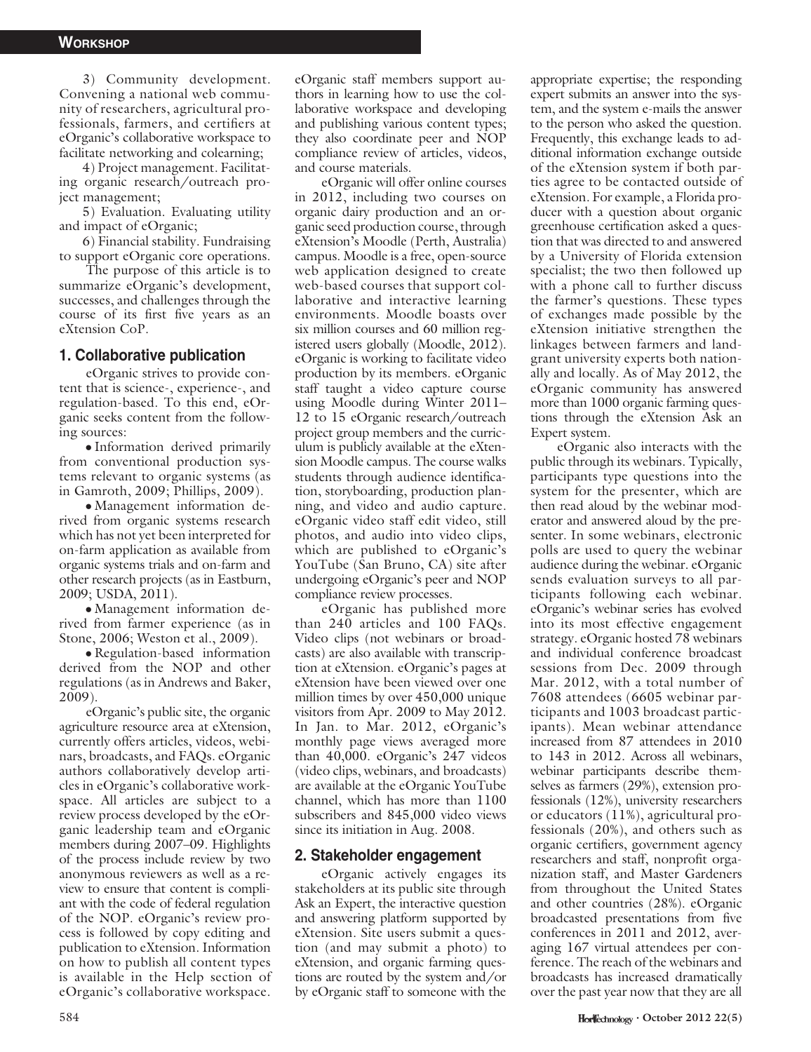3) Community development. Convening a national web community of researchers, agricultural professionals, farmers, and certifiers at eOrganic's collaborative workspace to facilitate networking and colearning;

4) Project management. Facilitating organic research/outreach project management;

5) Evaluation. Evaluating utility and impact of eOrganic;

6) Financial stability. Fundraising to support eOrganic core operations.

The purpose of this article is to summarize eOrganic's development, successes, and challenges through the course of its first five years as an eXtension CoP.

## 1. Collaborative publication

eOrganic strives to provide content that is science-, experience-, and regulation-based. To this end, eOrganic seeks content from the following sources:

- Information derived primarily from conventional production systems relevant to organic systems (as in Gamroth, 2009; Phillips, 2009).
- Management information derived from organic systems research which has not yet been interpreted for on-farm application as available from organic systems trials and on-farm and other research projects (as in Eastburn, 2009; USDA, 2011).
- Management information derived from farmer experience (as in Stone, 2006; Weston et al., 2009).
- Regulation-based information derived from the NOP and other regulations (as in Andrews and Baker, 2009).

eOrganic's public site, the organic agriculture resource area at eXtension, currently offers articles, videos, webinars, broadcasts, and FAQs. eOrganic authors collaboratively develop articles in eOrganic's collaborative workspace. All articles are subject to a review process developed by the eOrganic leadership team and eOrganic members during 2007–09. Highlights of the process include review by two anonymous reviewers as well as a review to ensure that content is compliant with the code of federal regulation of the NOP. eOrganic's review process is followed by copy editing and publication to eXtension. Information on how to publish all content types is available in the Help section of eOrganic's collaborative workspace. eOrganic staff members support authors in learning how to use the collaborative workspace and developing and publishing various content types; they also coordinate peer and NOP compliance review of articles, videos, and course materials.

eOrganic will offer online courses in 2012, including two courses on organic dairy production and an organic seed production course, through eXtension's Moodle (Perth, Australia) campus. Moodle is a free, open-source web application designed to create web-based courses that support collaborative and interactive learning environments. Moodle boasts over six million courses and 60 million registered users globally (Moodle, 2012). eOrganic is working to facilitate video production by its members. eOrganic staff taught a video capture course using Moodle during Winter 2011–12 to 15 eOrganic research/outreach project group members and the curriculum is publicly available at the eXtension Moodle campus. The course walks students through audience identification, storyboarding, production planning, and video and audio capture. eOrganic video staff edit video, still photos, and audio into video clips, which are published to eOrganic's YouTube (San Bruno, CA) site after undergoing eOrganic's peer and NOP compliance review processes.

eOrganic has published more than 240 articles and 100 FAQs. Video clips (not webinars or broadcasts) are also available with transcription at eXtension. eOrganic's pages at eXtension have been viewed over one million times by over 450,000 unique visitors from Apr. 2009 to May 2012. In Jan. to Mar. 2012, eOrganic's monthly page views averaged more than 40,000. eOrganic's 247 videos (video clips, webinars, and broadcasts) are available at the eOrganic YouTube channel, which has more than 1100 subscribers and 845,000 video views since its initiation in Aug. 2008.

## 2. Stakeholder engagement

eOrganic actively engages its stakeholders at its public site through Ask an Expert, the interactive question and answering platform supported by eXtension. Site users submit a question (and may submit a photo) to eXtension, and organic farming questions are routed by the system and/or by eOrganic staff to someone with the appropriate expertise; the responding expert submits an answer into the system, and the system e-mails the answer to the person who asked the question. Frequently, this exchange leads to additional information exchange outside of the eXtension system if both parties agree to be contacted outside of eXtension. For example, a Florida producer with a question about organic greenhouse certification asked a question that was directed to and answered by a University of Florida extension specialist; the two then followed up with a phone call to further discuss the farmer's questions. These types of exchanges made possible by the eXtension initiative strengthen the linkages between farmers and land-grant university experts both nationally and locally. As of May 2012, the eOrganic community has answered more than 1000 organic farming questions through the eXtension Ask an Expert system.

eOrganic also interacts with the public through its webinars. Typically, participants type questions into the system for the presenter, which are then read aloud by the webinar moderator and answered aloud by the presenter. In some webinars, electronic polls are used to query the webinar audience during the webinar. eOrganic sends evaluation surveys to all participants following each webinar. eOrganic's webinar series has evolved into its most effective engagement strategy. eOrganic hosted 78 webinars and individual conference broadcast sessions from Dec. 2009 through Mar. 2012, with a total number of 7608 attendees (6605 webinar participants and 1003 broadcast participants). Mean webinar attendance increased from 87 attendees in 2010 to 143 in 2012. Across all webinars, webinar participants describe themselves as farmers (29%), extension professionals (12%), university researchers or educators (11%), agricultural professionals (20%), and others such as organic certifiers, government agency researchers and staff, nonprofit organization staff, and Master Gardeners from throughout the United States and other countries (28%). eOrganic broadcasted presentations from five conferences in 2011 and 2012, averaging 167 virtual attendees per conference. The reach of the webinars and broadcasts has increased dramatically over the past year now that they are all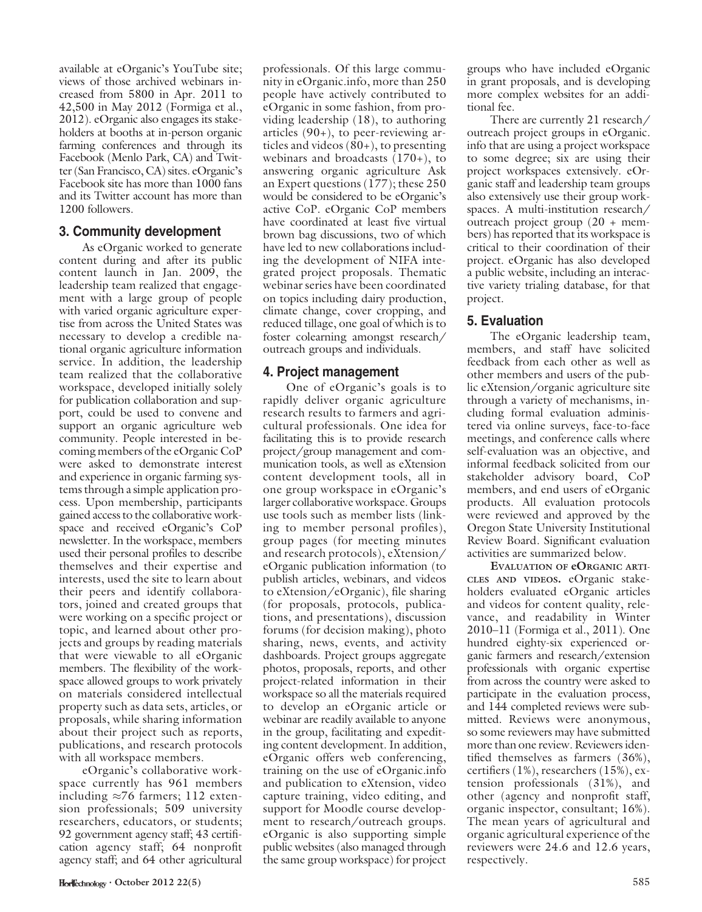available at eOrganic's YouTube site; views of those archived webinars increased from 5800 in Apr. 2011 to 42,500 in May 2012 (Formiga et al., 2012). eOrganic also engages its stakeholders at booths at in-person organic farming conferences and through its Facebook (Menlo Park, CA) and Twitter (San Francisco, CA) sites. eOrganic's Facebook site has more than 1000 fans and its Twitter account has more than 1200 followers.

### 3. Community development

As eOrganic worked to generate content during and after its public content launch in Jan. 2009, the leadership team realized that engagement with a large group of people with varied organic agriculture expertise from across the United States was necessary to develop a credible national organic agriculture information service. In addition, the leadership team realized that the collaborative workspace, developed initially solely for publication collaboration and support, could be used to convene and support an organic agriculture web community. People interested in becoming members of the eOrganic CoP were asked to demonstrate interest and experience in organic farming systems through a simple application process. Upon membership, participants gained access to the collaborative workspace and received eOrganic's CoP newsletter. In the workspace, members used their personal profiles to describe themselves and their expertise and interests, used the site to learn about their peers and identify collaborators, joined and created groups that were working on a specific project or topic, and learned about other projects and groups by reading materials that were viewable to all eOrganic members. The flexibility of the workspace allowed groups to work privately on materials considered intellectual property such as data sets, articles, or proposals, while sharing information about their project such as reports, publications, and research protocols with all workspace members.

eOrganic's collaborative workspace currently has 961 members including ≈76 farmers; 112 extension professionals; 509 university researchers, educators, or students; 92 government agency staff; 43 certification agency staff; 64 nonprofit agency staff; and 64 other agricultural professionals. Of this large community in eOrganic.info, more than 250 people have actively contributed to eOrganic in some fashion, from providing leadership (18), to authoring articles (90+), to peer-reviewing articles and videos (80+), to presenting webinars and broadcasts (170+), to answering organic agriculture Ask an Expert questions (177); these 250 would be considered to be eOrganic's active CoP. eOrganic CoP members have coordinated at least five virtual brown bag discussions, two of which have led to new collaborations including the development of NIFA integrated project proposals. Thematic webinar series have been coordinated on topics including dairy production, climate change, cover cropping, and reduced tillage, one goal of which is to foster colearning amongst research/outreach groups and individuals.

### 4. Project management

One of eOrganic's goals is to rapidly deliver organic agriculture research results to farmers and agricultural professionals. One idea for facilitating this is to provide research project/group management and communication tools, as well as eXtension content development tools, all in one group workspace in eOrganic's larger collaborative workspace. Groups use tools such as member lists (linking to member personal profiles), group pages (for meeting minutes and research protocols), eXtension/eOrganic publication information (to publish articles, webinars, and videos to eXtension/eOrganic), file sharing (for proposals, protocols, publications, and presentations), discussion forums (for decision making), photo sharing, news, events, and activity dashboards. Project groups aggregate photos, proposals, reports, and other project-related information in their workspace so all the materials required to develop an eOrganic article or webinar are readily available to anyone in the group, facilitating and expediting content development. In addition, eOrganic offers web conferencing, training on the use of eOrganic.info and publication to eXtension, video capture training, video editing, and support for Moodle course development to research/outreach groups. eOrganic is also supporting simple public websites (also managed through the same group workspace) for project groups who have included eOrganic in grant proposals, and is developing more complex websites for an additional fee.

There are currently 21 research/outreach project groups in eOrganic.info that are using a project workspace to some degree; six are using their project workspaces extensively. eOrganic staff and leadership team groups also extensively use their group workspaces. A multi-institution research/outreach project group (20 + members) has reported that its workspace is critical to their coordination of their project. eOrganic has also developed a public website, including an interactive variety trialing database, for that project.

### 5. Evaluation

The eOrganic leadership team, members, and staff have solicited feedback from each other as well as other members and users of the public eXtension/organic agriculture site through a variety of mechanisms, including formal evaluation administered via online surveys, face-to-face meetings, and conference calls where self-evaluation was an objective, and informal feedback solicited from our stakeholder advisory board, CoP members, and end users of eOrganic products. All evaluation protocols were reviewed and approved by the Oregon State University Institutional Review Board. Significant evaluation activities are summarized below.

**Evaluation of eOrganic articles and videos.** eOrganic stakeholders evaluated eOrganic articles and videos for content quality, relevance, and readability in Winter 2010–11 (Formiga et al., 2011). One hundred eighty-six experienced organic farmers and research/extension professionals with organic expertise from across the country were asked to participate in the evaluation process, and 144 completed reviews were submitted. Reviews were anonymous, so some reviewers may have submitted more than one review. Reviewers identified themselves as farmers (36%), certifiers (1%), researchers (15%), extension professionals (31%), and other (agency and nonprofit staff, organic inspector, consultant; 16%). The mean years of agricultural and organic agricultural experience of the reviewers were 24.6 and 12.6 years, respectively.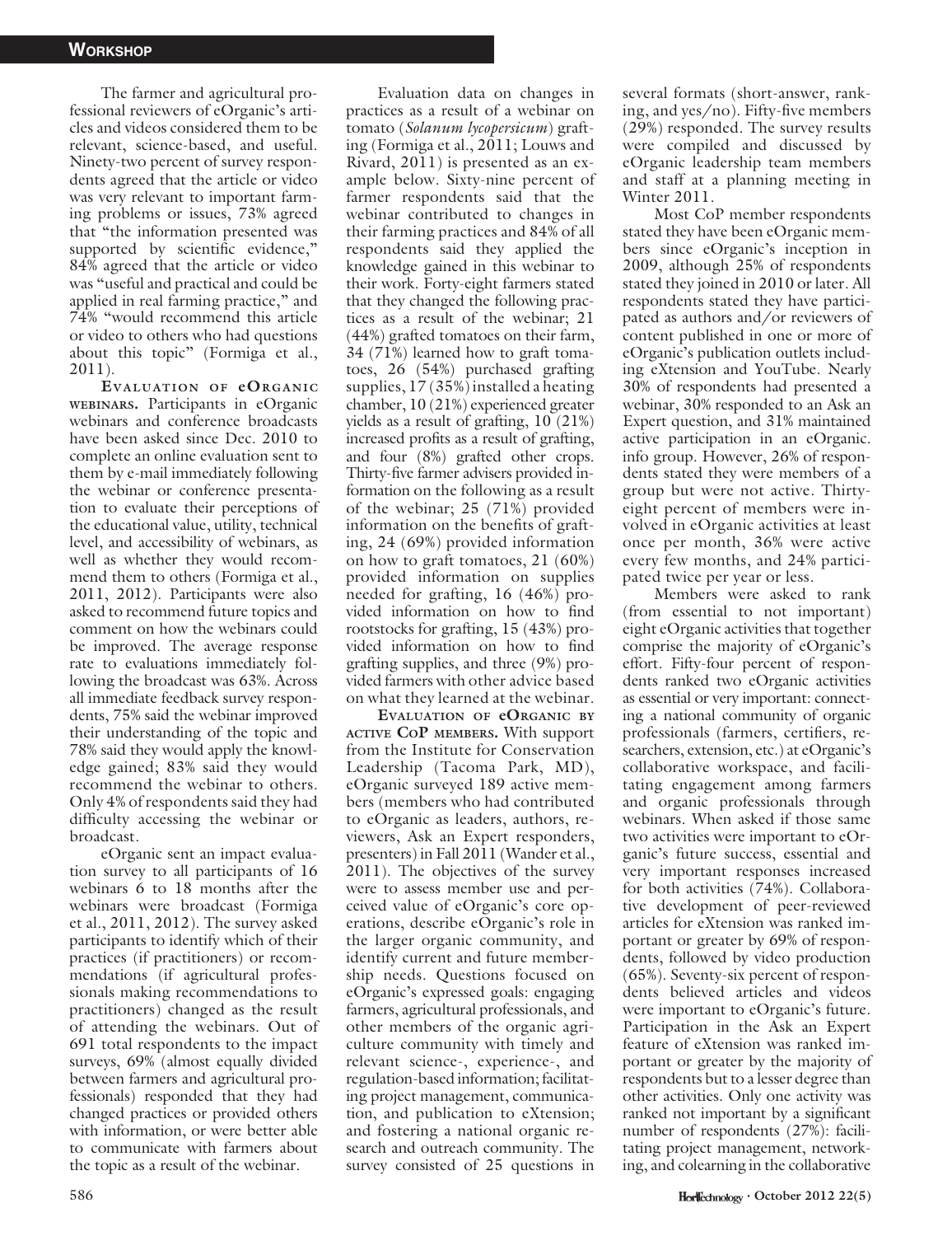The farmer and agricultural professional reviewers of eOrganic's articles and videos considered them to be relevant, science-based, and useful. Ninety-two percent of survey respondents agreed that the article or video was very relevant to important farming problems or issues, 73% agreed that "the information presented was supported by scientific evidence," 84% agreed that the article or video was "useful and practical and could be applied in real farming practice," and 74% "would recommend this article or video to others who had questions about this topic" (Formiga et al., 2011).

**Evaluation of eOrganic webinars.** Participants in eOrganic webinars and conference broadcasts have been asked since Dec. 2010 to complete an online evaluation sent to them by e-mail immediately following the webinar or conference presentation to evaluate their perceptions of the educational value, utility, technical level, and accessibility of webinars, as well as whether they would recommend them to others (Formiga et al., 2011, 2012). Participants were also asked to recommend future topics and comment on how the webinars could be improved. The average response rate to evaluations immediately following the broadcast was 63%. Across all immediate feedback survey respondents, 75% said the webinar improved their understanding of the topic and 78% said they would apply the knowledge gained; 83% said they would recommend the webinar to others. Only 4% of respondents said they had difficulty accessing the webinar or broadcast.

eOrganic sent an impact evaluation survey to all participants of 16 webinars 6 to 18 months after the webinars were broadcast (Formiga et al., 2011, 2012). The survey asked participants to identify which of their practices (if practitioners) or recommendations (if agricultural professionals making recommendations to practitioners) changed as the result of attending the webinars. Out of 691 total respondents to the impact surveys, 69% (almost equally divided between farmers and agricultural professionals) responded that they had changed practices or provided others with information, or were better able to communicate with farmers about the topic as a result of the webinar.

Evaluation data on changes in practices as a result of a webinar on tomato (*Solanum lycopersicum*) grafting (Formiga et al., 2011; Louws and Rivard, 2011) is presented as an example below. Sixty-nine percent of farmer respondents said that the webinar contributed to changes in their farming practices and 84% of all respondents said they applied the knowledge gained in this webinar to their work. Forty-eight farmers stated that they changed the following practices as a result of the webinar; 21 (44%) grafted tomatoes on their farm, 34 (71%) learned how to graft tomatoes, 26 (54%) purchased grafting supplies, 17 (35%) installed a heating chamber, 10 (21%) experienced greater yields as a result of grafting, 10 (21%) increased profits as a result of grafting, and four (8%) grafted other crops. Thirty-five farmer advisers provided information on the following as a result of the webinar; 25 (71%) provided information on the benefits of grafting, 24 (69%) provided information on how to graft tomatoes, 21 (60%) provided information on supplies needed for grafting, 16 (46%) provided information on how to find rootstocks for grafting, 15 (43%) provided information on how to find grafting supplies, and three (9%) provided farmers with other advice based on what they learned at the webinar.

**Evaluation of eOrganic by active CoP members.** With support from the Institute for Conservation Leadership (Tacoma Park, MD), eOrganic surveyed 189 active members (members who had contributed to eOrganic as leaders, authors, reviewers, Ask an Expert responders, presenters) in Fall 2011 (Wander et al., 2011). The objectives of the survey were to assess member use and perceived value of eOrganic's core operations, describe eOrganic's role in the larger organic community, and identify current and future membership needs. Questions focused on eOrganic's expressed goals: engaging farmers, agricultural professionals, and other members of the organic agriculture community with timely and relevant science-, experience-, and regulation-based information; facilitating project management, communication, and publication to eXtension; and fostering a national organic research and outreach community. The survey consisted of 25 questions in several formats (short-answer, ranking, and yes/no). Fifty-five members (29%) responded. The survey results were compiled and discussed by eOrganic leadership team members and staff at a planning meeting in Winter 2011.

Most CoP member respondents stated they have been eOrganic members since eOrganic's inception in 2009, although 25% of respondents stated they joined in 2010 or later. All respondents stated they have participated as authors and/or reviewers of content published in one or more of eOrganic's publication outlets including eXtension and YouTube. Nearly 30% of respondents had presented a webinar, 30% responded to an Ask an Expert question, and 31% maintained active participation in an eOrganic.info group. However, 26% of respondents stated they were members of a group but were not active. Thirty-eight percent of members were involved in eOrganic activities at least once per month, 36% were active every few months, and 24% participated twice per year or less.

Members were asked to rank (from essential to not important) eight eOrganic activities that together comprise the majority of eOrganic's effort. Fifty-four percent of respondents ranked two eOrganic activities as essential or very important: connecting a national community of organic professionals (farmers, certifiers, researchers, extension, etc.) at eOrganic's collaborative workspace, and facilitating engagement among farmers and organic professionals through webinars. When asked if those same two activities were important to eOrganic's future success, essential and very important responses increased for both activities (74%). Collaborative development of peer-reviewed articles for eXtension was ranked important or greater by 69% of respondents, followed by video production (65%). Seventy-six percent of respondents believed articles and videos were important to eOrganic's future. Participation in the Ask an Expert feature of eXtension was ranked important or greater by the majority of respondents but to a lesser degree than other activities. Only one activity was ranked not important by a significant number of respondents (27%): facilitating project management, networking, and colearning in the collaborative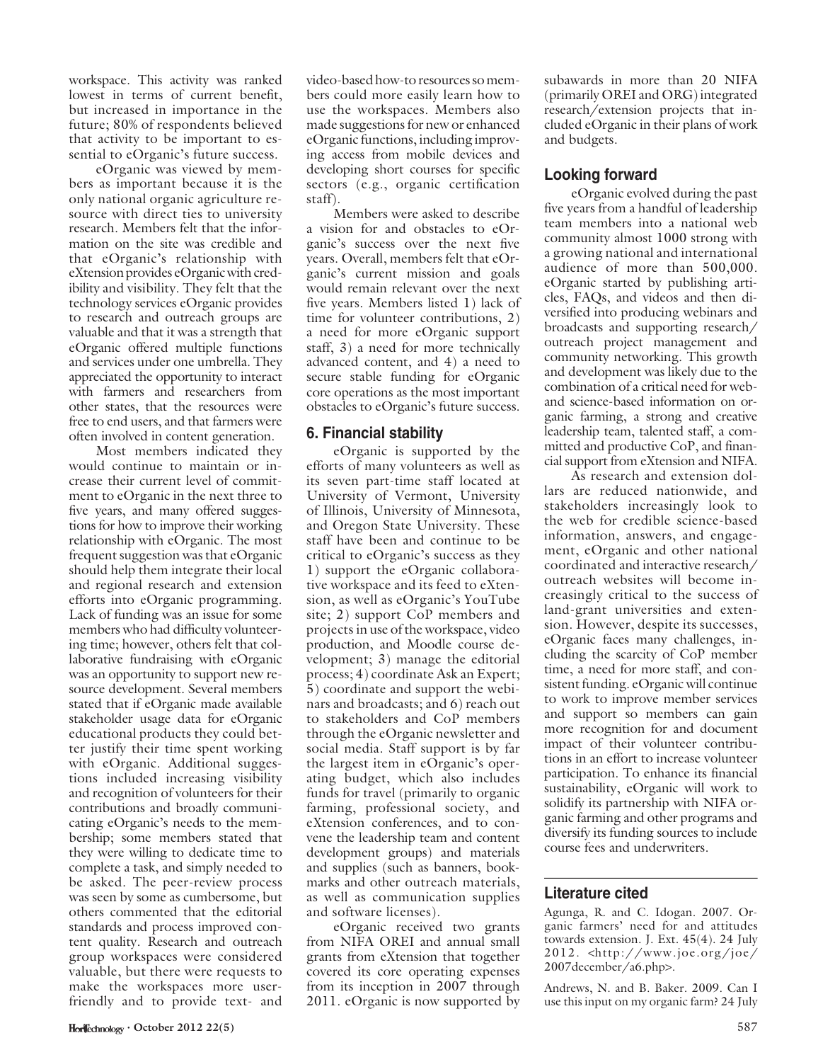workspace. This activity was ranked lowest in terms of current benefit, but increased in importance in the future; 80% of respondents believed that activity to be important to essential to eOrganic's future success.

eOrganic was viewed by members as important because it is the only national organic agriculture resource with direct ties to university research. Members felt that the information on the site was credible and that eOrganic's relationship with eXtension provides eOrganic with credibility and visibility. They felt that the technology services eOrganic provides to research and outreach groups are valuable and that it was a strength that eOrganic offered multiple functions and services under one umbrella. They appreciated the opportunity to interact with farmers and researchers from other states, that the resources were free to end users, and that farmers were often involved in content generation.

Most members indicated they would continue to maintain or increase their current level of commitment to eOrganic in the next three to five years, and many offered suggestions for how to improve their working relationship with eOrganic. The most frequent suggestion was that eOrganic should help them integrate their local and regional research and extension efforts into eOrganic programming. Lack of funding was an issue for some members who had difficulty volunteering time; however, others felt that collaborative fundraising with eOrganic was an opportunity to support new resource development. Several members stated that if eOrganic made available stakeholder usage data for eOrganic educational products they could better justify their time spent working with eOrganic. Additional suggestions included increasing visibility and recognition of volunteers for their contributions and broadly communicating eOrganic's needs to the membership; some members stated that they were willing to dedicate time to complete a task, and simply needed to be asked. The peer-review process was seen by some as cumbersome, but others commented that the editorial standards and process improved content quality. Research and outreach group workspaces were considered valuable, but there were requests to make the workspaces more user-friendly and to provide text- and video-based how-to resources so members could more easily learn how to use the workspaces. Members also made suggestions for new or enhanced eOrganic functions, including improving access from mobile devices and developing short courses for specific sectors (e.g., organic certification staff).

Members were asked to describe a vision for and obstacles to eOrganic's success over the next five years. Overall, members felt that eOrganic's current mission and goals would remain relevant over the next five years. Members listed 1) lack of time for volunteer contributions, 2) a need for more eOrganic support staff, 3) a need for more technically advanced content, and 4) a need to secure stable funding for eOrganic core operations as the most important obstacles to eOrganic's future success.

## 6. Financial stability

eOrganic is supported by the efforts of many volunteers as well as its seven part-time staff located at University of Vermont, University of Illinois, University of Minnesota, and Oregon State University. These staff have been and continue to be critical to eOrganic's success as they 1) support the eOrganic collaborative workspace and its feed to eXtension, as well as eOrganic's YouTube site; 2) support CoP members and projects in use of the workspace, video production, and Moodle course development; 3) manage the editorial process; 4) coordinate Ask an Expert; 5) coordinate and support the webinars and broadcasts; and 6) reach out to stakeholders and CoP members through the eOrganic newsletter and social media. Staff support is by far the largest item in eOrganic's operating budget, which also includes funds for travel (primarily to organic farming, professional society, and eXtension conferences, and to convene the leadership team and content development groups) and materials and supplies (such as banners, bookmarks and other outreach materials, as well as communication supplies and software licenses).

eOrganic received two grants from NIFA OREI and annual small grants from eXtension that together covered its core operating expenses from its inception in 2007 through 2011. eOrganic is now supported by subawards in more than 20 NIFA (primarily OREI and ORG) integrated research/extension projects that included eOrganic in their plans of work and budgets.

## Looking forward

eOrganic evolved during the past five years from a handful of leadership team members into a national web community almost 1000 strong with a growing national and international audience of more than 500,000. eOrganic started by publishing articles, FAQs, and videos and then diversified into producing webinars and broadcasts and supporting research/outreach project management and community networking. This growth and development was likely due to the combination of a critical need for web- and science-based information on organic farming, a strong and creative leadership team, talented staff, a committed and productive CoP, and financial support from eXtension and NIFA.

As research and extension dollars are reduced nationwide, and stakeholders increasingly look to the web for credible science-based information, answers, and engagement, eOrganic and other national coordinated and interactive research/outreach websites will become increasingly critical to the success of land-grant universities and extension. However, despite its successes, eOrganic faces many challenges, including the scarcity of CoP member time, a need for more staff, and consistent funding. eOrganic will continue to work to improve member services and support so members can gain more recognition for and document impact of their volunteer contributions in an effort to increase volunteer participation. To enhance its financial sustainability, eOrganic will work to solidify its partnership with NIFA organic farming and other programs and diversify its funding sources to include course fees and underwriters.

## Literature cited

Agunga, R. and C. Idogan. 2007. Organic farmers' need for and attitudes towards extension. J. Ext. 45(4). 24 July 2012. <http://www.joe.org/joe/2007december/a6.php>.

Andrews, N. and B. Baker. 2009. Can I use this input on my organic farm? 24 July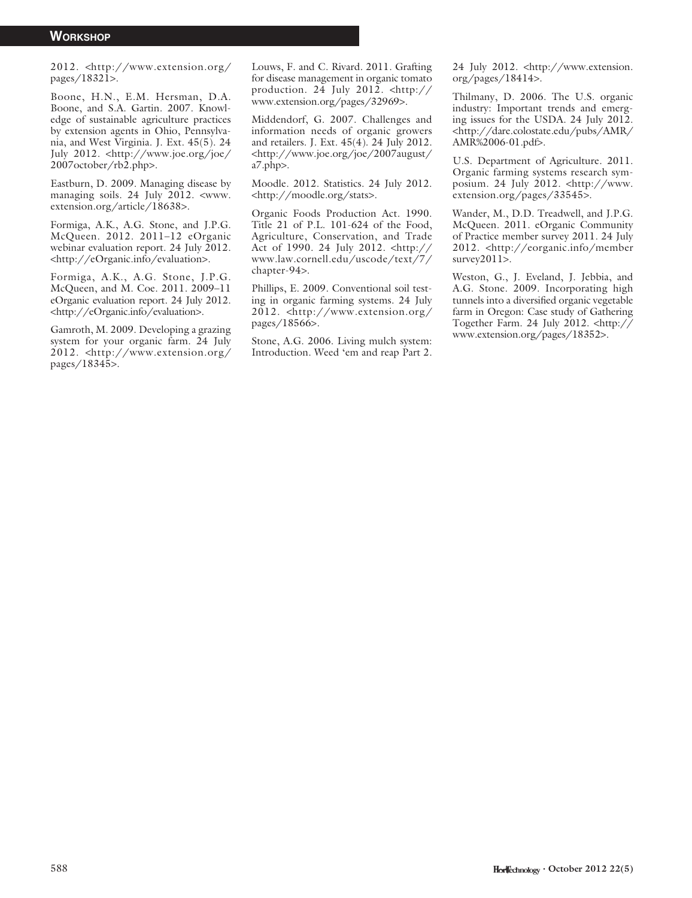2012. <http://www.extension.org/pages/18321>.

Boone, H.N., E.M. Hersman, D.A. Boone, and S.A. Gartin. 2007. Knowledge of sustainable agriculture practices by extension agents in Ohio, Pennsylvania, and West Virginia. J. Ext. 45(5). 24 July 2012. <http://www.joe.org/joe/2007october/rb2.php>.

Eastburn, D. 2009. Managing disease by managing soils. 24 July 2012. <www.extension.org/article/18638>.

Formiga, A.K., A.G. Stone, and J.P.G. McQueen. 2012. 2011–12 eOrganic webinar evaluation report. 24 July 2012. <http://eOrganic.info/evaluation>.

Formiga, A.K., A.G. Stone, J.P.G. McQueen, and M. Coe. 2011. 2009–11 eOrganic evaluation report. 24 July 2012. <http://eOrganic.info/evaluation>.

Gamroth, M. 2009. Developing a grazing system for your organic farm. 24 July 2012. <http://www.extension.org/pages/18345>.

Louws, F. and C. Rivard. 2011. Grafting for disease management in organic tomato production. 24 July 2012. <http://www.extension.org/pages/32969>.

Middendorf, G. 2007. Challenges and information needs of organic growers and retailers. J. Ext. 45(4). 24 July 2012. <http://www.joe.org/joe/2007august/a7.php>.

Moodle. 2012. Statistics. 24 July 2012. <http://moodle.org/stats>.

Organic Foods Production Act. 1990. Title 21 of P.L. 101-624 of the Food, Agriculture, Conservation, and Trade Act of 1990. 24 July 2012. <http://www.law.cornell.edu/uscode/text/7/chapter-94>.

Phillips, E. 2009. Conventional soil testing in organic farming systems. 24 July 2012. <http://www.extension.org/pages/18566>.

Stone, A.G. 2006. Living mulch system: Introduction. Weed 'em and reap Part 2. 24 July 2012. <http://www.extension.org/pages/18414>.

Thilmany, D. 2006. The U.S. organic industry: Important trends and emerging issues for the USDA. 24 July 2012. <http://dare.colostate.edu/pubs/AMR/AMR%2006-01.pdf>.

U.S. Department of Agriculture. 2011. Organic farming systems research symposium. 24 July 2012. <http://www.extension.org/pages/33545>.

Wander, M., D.D. Treadwell, and J.P.G. McQueen. 2011. eOrganic Community of Practice member survey 2011. 24 July 2012. <http://eorganic.info/membersurvey2011>.

Weston, G., J. Eveland, J. Jebbia, and A.G. Stone. 2009. Incorporating high tunnels into a diversified organic vegetable farm in Oregon: Case study of Gathering Together Farm. 24 July 2012. <http://www.extension.org/pages/18352>.